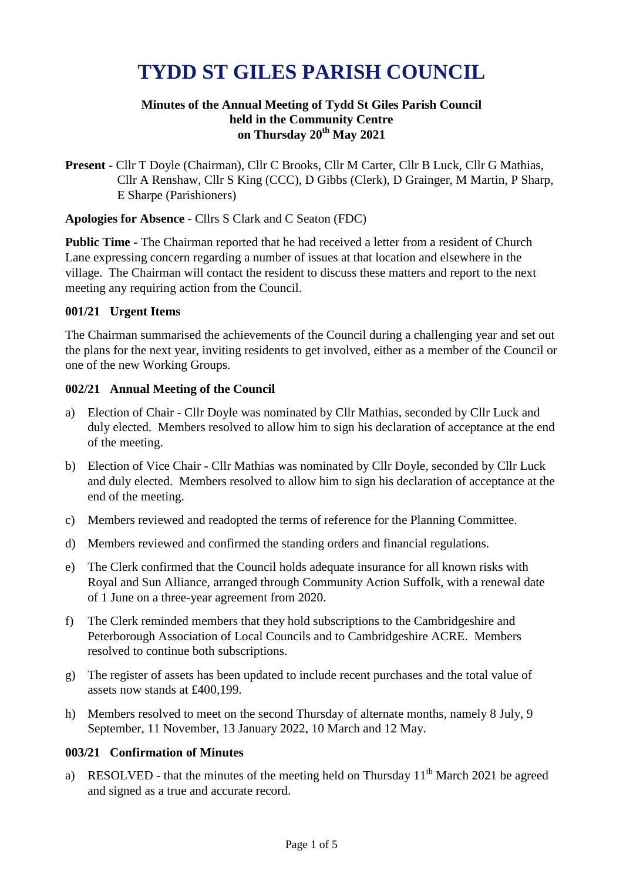# TYDD ST GILES PARISH COUNCIL

**Minutes of the Annual Meeting of Tydd St Giles Parish Council held in the Community Centre on Thursday 20th May 2021**

**Present** - Cllr T Doyle (Chairman), Cllr C Brooks, Cllr M Carter, Cllr B Luck, Cllr G Mathias, Cllr A Renshaw, Cllr S King (CCC), D Gibbs (Clerk), D Grainger, M Martin, P Sharp, E Sharpe (Parishioners)

**Apologies for Absence** - Cllrs S Clark and C Seaton (FDC)

**Public Time** - The Chairman reported that he had received a letter from a resident of Church Lane expressing concern regarding a number of issues at that location and elsewhere in the village. The Chairman will contact the resident to discuss these matters and report to the next meeting any requiring action from the Council.

### 001/21 Urgent Items

The Chairman summarised the achievements of the Council during a challenging year and set out the plans for the next year, inviting residents to get involved, either as a member of the Council or one of the new Working Groups.

### 002/21 Annual Meeting of the Council

a) Election of Chair - Cllr Doyle was nominated by Cllr Mathias, seconded by Cllr Luck and duly elected. Members resolved to allow him to sign his declaration of acceptance at the end of the meeting.

b) Election of Vice Chair - Cllr Mathias was nominated by Cllr Doyle, seconded by Cllr Luck and duly elected. Members resolved to allow him to sign his declaration of acceptance at the end of the meeting.

c) Members reviewed and readopted the terms of reference for the Planning Committee.

d) Members reviewed and confirmed the standing orders and financial regulations.

e) The Clerk confirmed that the Council holds adequate insurance for all known risks with Royal and Sun Alliance, arranged through Community Action Suffolk, with a renewal date of 1 June on a three-year agreement from 2020.

f) The Clerk reminded members that they hold subscriptions to the Cambridgeshire and Peterborough Association of Local Councils and to Cambridgeshire ACRE. Members resolved to continue both subscriptions.

g) The register of assets has been updated to include recent purchases and the total value of assets now stands at £400,199.

h) Members resolved to meet on the second Thursday of alternate months, namely 8 July, 9 September, 11 November, 13 January 2022, 10 March and 12 May.

### 003/21 Confirmation of Minutes

a) RESOLVED - that the minutes of the meeting held on Thursday 11th March 2021 be agreed and signed as a true and accurate record.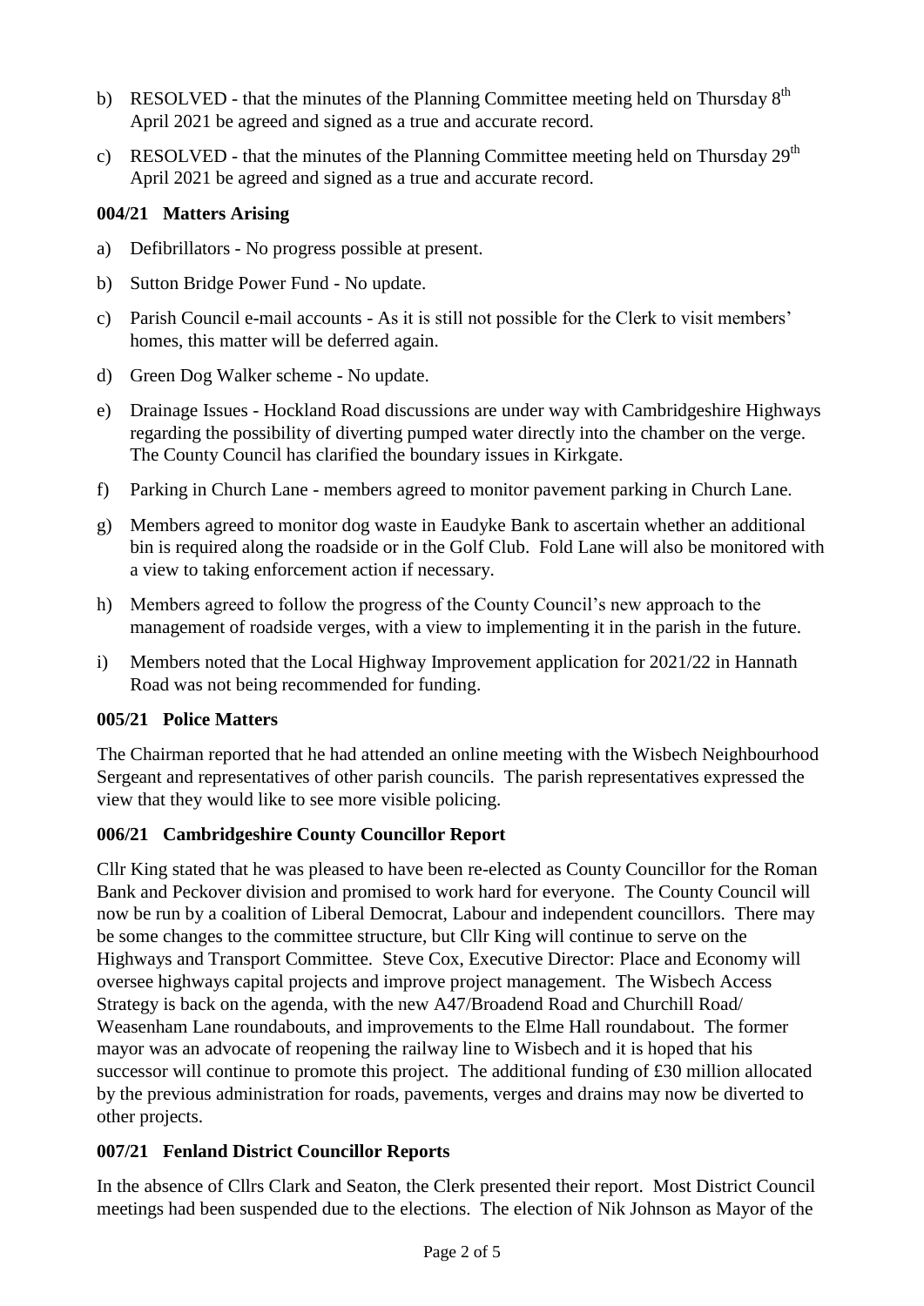b) RESOLVED - that the minutes of the Planning Committee meeting held on Thursday 8th April 2021 be agreed and signed as a true and accurate record.

c) RESOLVED - that the minutes of the Planning Committee meeting held on Thursday 29th April 2021 be agreed and signed as a true and accurate record.

### 004/21 Matters Arising

a) Defibrillators - No progress possible at present.

b) Sutton Bridge Power Fund - No update.

c) Parish Council e-mail accounts - As it is still not possible for the Clerk to visit members' homes, this matter will be deferred again.

d) Green Dog Walker scheme - No update.

e) Drainage Issues - Hockland Road discussions are under way with Cambridgeshire Highways regarding the possibility of diverting pumped water directly into the chamber on the verge. The County Council has clarified the boundary issues in Kirkgate.

f) Parking in Church Lane - members agreed to monitor pavement parking in Church Lane.

g) Members agreed to monitor dog waste in Eaudyke Bank to ascertain whether an additional bin is required along the roadside or in the Golf Club. Fold Lane will also be monitored with a view to taking enforcement action if necessary.

h) Members agreed to follow the progress of the County Council's new approach to the management of roadside verges, with a view to implementing it in the parish in the future.

i) Members noted that the Local Highway Improvement application for 2021/22 in Hannath Road was not being recommended for funding.

### 005/21 Police Matters

The Chairman reported that he had attended an online meeting with the Wisbech Neighbourhood Sergeant and representatives of other parish councils. The parish representatives expressed the view that they would like to see more visible policing.

### 006/21 Cambridgeshire County Councillor Report

Cllr King stated that he was pleased to have been re-elected as County Councillor for the Roman Bank and Peckover division and promised to work hard for everyone. The County Council will now be run by a coalition of Liberal Democrat, Labour and independent councillors. There may be some changes to the committee structure, but Cllr King will continue to serve on the Highways and Transport Committee. Steve Cox, Executive Director: Place and Economy will oversee highways capital projects and improve project management. The Wisbech Access Strategy is back on the agenda, with the new A47/Broadend Road and Churchill Road/ Weasenham Lane roundabouts, and improvements to the Elme Hall roundabout. The former mayor was an advocate of reopening the railway line to Wisbech and it is hoped that his successor will continue to promote this project. The additional funding of £30 million allocated by the previous administration for roads, pavements, verges and drains may now be diverted to other projects.

### 007/21 Fenland District Councillor Reports

In the absence of Cllrs Clark and Seaton, the Clerk presented their report. Most District Council meetings had been suspended due to the elections. The election of Nik Johnson as Mayor of the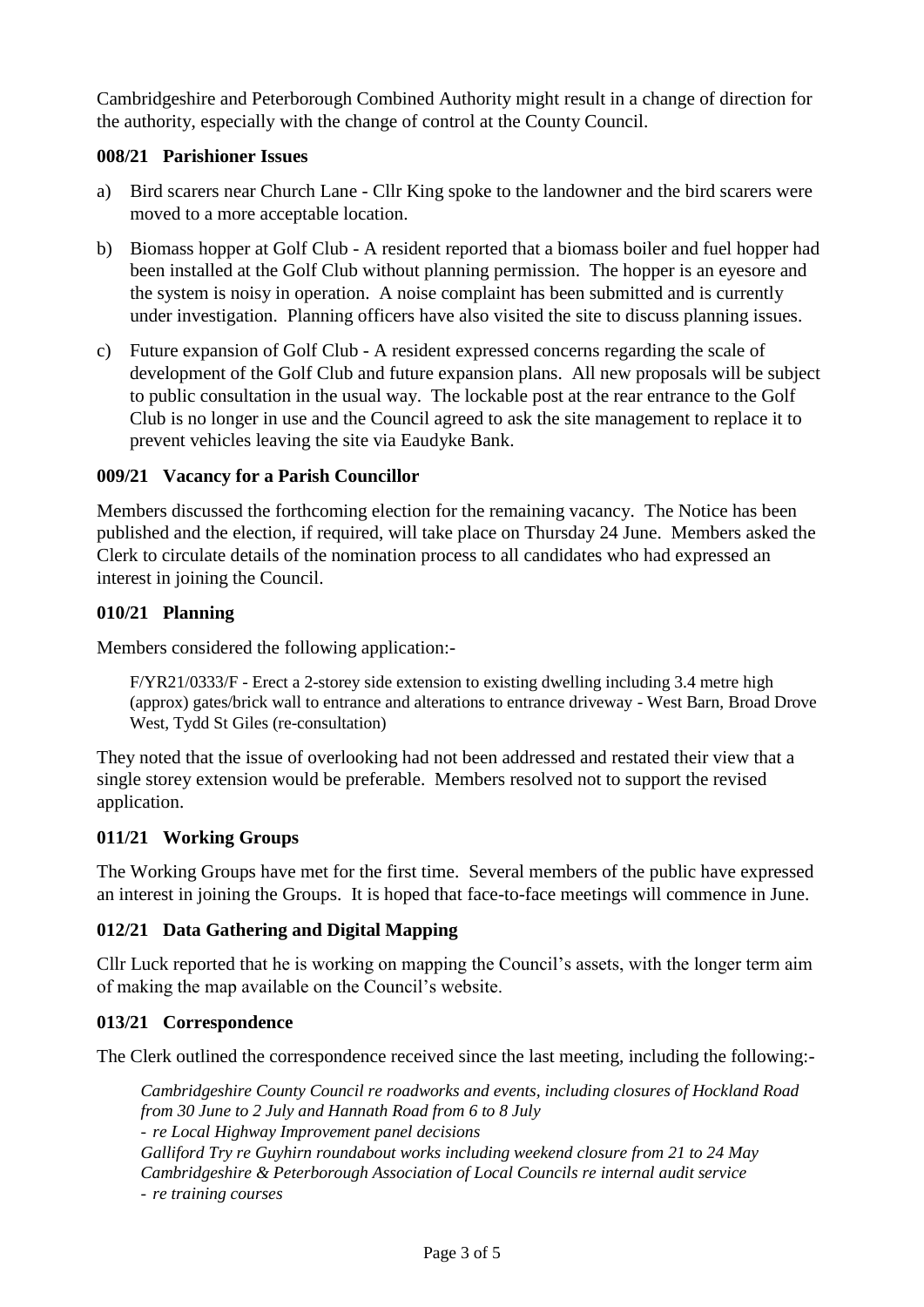Cambridgeshire and Peterborough Combined Authority might result in a change of direction for the authority, especially with the change of control at the County Council.

### 008/21 Parishioner Issues

a) Bird scarers near Church Lane - Cllr King spoke to the landowner and the bird scarers were moved to a more acceptable location.

b) Biomass hopper at Golf Club - A resident reported that a biomass boiler and fuel hopper had been installed at the Golf Club without planning permission. The hopper is an eyesore and the system is noisy in operation. A noise complaint has been submitted and is currently under investigation. Planning officers have also visited the site to discuss planning issues.

c) Future expansion of Golf Club - A resident expressed concerns regarding the scale of development of the Golf Club and future expansion plans. All new proposals will be subject to public consultation in the usual way. The lockable post at the rear entrance to the Golf Club is no longer in use and the Council agreed to ask the site management to replace it to prevent vehicles leaving the site via Eaudyke Bank.

### 009/21 Vacancy for a Parish Councillor

Members discussed the forthcoming election for the remaining vacancy. The Notice has been published and the election, if required, will take place on Thursday 24 June. Members asked the Clerk to circulate details of the nomination process to all candidates who had expressed an interest in joining the Council.

### 010/21 Planning

Members considered the following application:-

> F/YR21/0333/F - Erect a 2-storey side extension to existing dwelling including 3.4 metre high (approx) gates/brick wall to entrance and alterations to entrance driveway - West Barn, Broad Drove West, Tydd St Giles (re-consultation)

They noted that the issue of overlooking had not been addressed and restated their view that a single storey extension would be preferable. Members resolved not to support the revised application.

### 011/21 Working Groups

The Working Groups have met for the first time. Several members of the public have expressed an interest in joining the Groups. It is hoped that face-to-face meetings will commence in June.

### 012/21 Data Gathering and Digital Mapping

Cllr Luck reported that he is working on mapping the Council's assets, with the longer term aim of making the map available on the Council's website.

### 013/21 Correspondence

The Clerk outlined the correspondence received since the last meeting, including the following:-

> *Cambridgeshire County Council re roadworks and events, including closures of Hockland Road from 30 June to 2 July and Hannath Road from 6 to 8 July*
> *- re Local Highway Improvement panel decisions*
> *Galliford Try re Guyhirn roundabout works including weekend closure from 21 to 24 May*
> *Cambridgeshire & Peterborough Association of Local Councils re internal audit service*
> *- re training courses*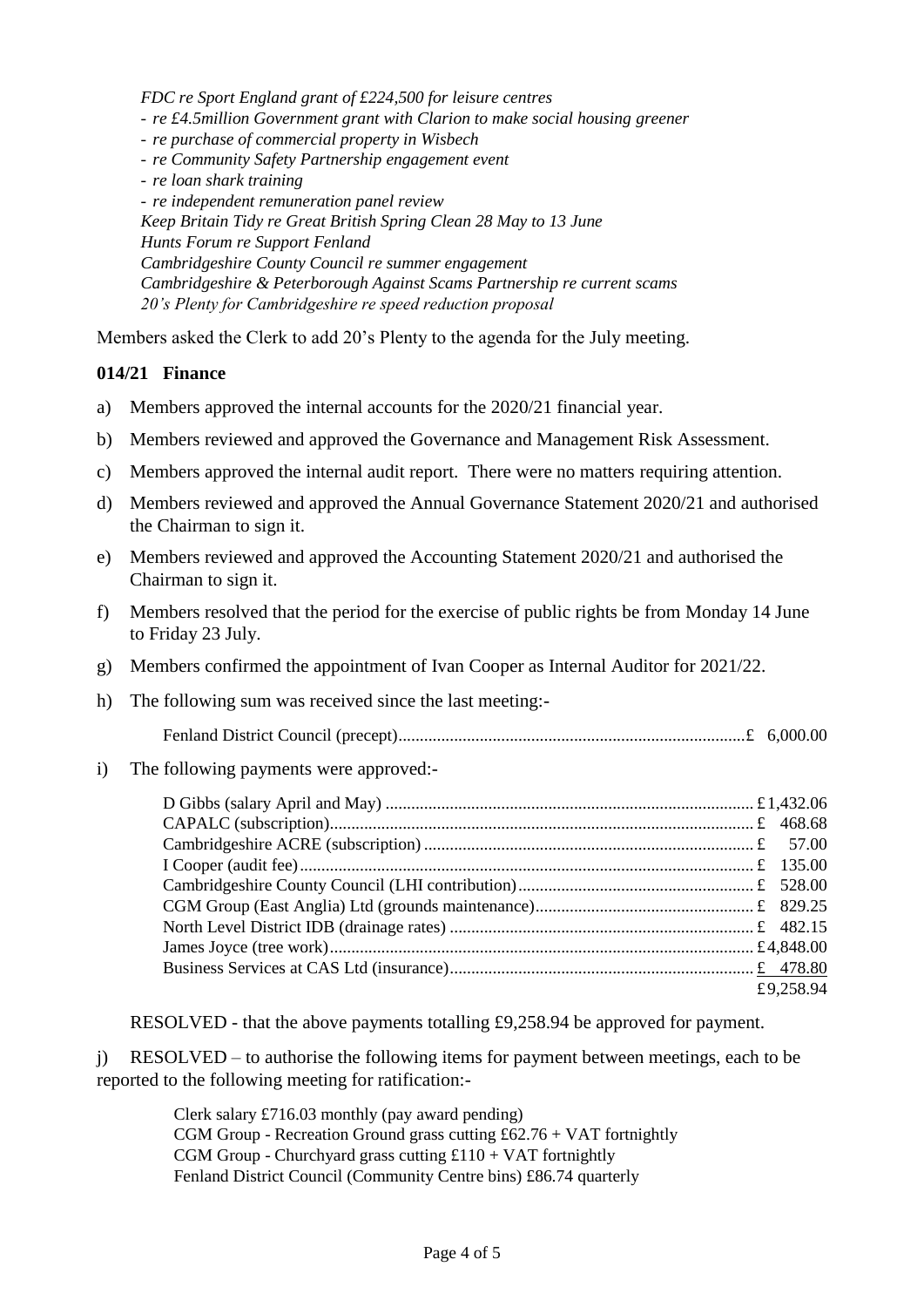*FDC re Sport England grant of £224,500 for leisure centres*
*- re £4.5million Government grant with Clarion to make social housing greener*
*- re purchase of commercial property in Wisbech*
*- re Community Safety Partnership engagement event*
*- re loan shark training*
*- re independent remuneration panel review*
*Keep Britain Tidy re Great British Spring Clean 28 May to 13 June*
*Hunts Forum re Support Fenland*
*Cambridgeshire County Council re summer engagement*
*Cambridgeshire & Peterborough Against Scams Partnership re current scams*
*20's Plenty for Cambridgeshire re speed reduction proposal*

Members asked the Clerk to add 20's Plenty to the agenda for the July meeting.

**014/21 Finance**

a) Members approved the internal accounts for the 2020/21 financial year.

b) Members reviewed and approved the Governance and Management Risk Assessment.

c) Members approved the internal audit report. There were no matters requiring attention.

d) Members reviewed and approved the Annual Governance Statement 2020/21 and authorised the Chairman to sign it.

e) Members reviewed and approved the Accounting Statement 2020/21 and authorised the Chairman to sign it.

f) Members resolved that the period for the exercise of public rights be from Monday 14 June to Friday 23 July.

g) Members confirmed the appointment of Ivan Cooper as Internal Auditor for 2021/22.

h) The following sum was received since the last meeting:-

| | |
|---|---|
| Fenland District Council (precept) | £ 6,000.00 |

i) The following payments were approved:-

| | |
|---|---|
| D Gibbs (salary April and May) | £1,432.06 |
| CAPALC (subscription) | £ 468.68 |
| Cambridgeshire ACRE (subscription) | £ 57.00 |
| I Cooper (audit fee) | £ 135.00 |
| Cambridgeshire County Council (LHI contribution) | £ 528.00 |
| CGM Group (East Anglia) Ltd (grounds maintenance) | £ 829.25 |
| North Level District IDB (drainage rates) | £ 482.15 |
| James Joyce (tree work) | £4,848.00 |
| Business Services at CAS Ltd (insurance) | £ 478.80 |
| | £9,258.94 |

RESOLVED - that the above payments totalling £9,258.94 be approved for payment.

j) RESOLVED – to authorise the following items for payment between meetings, each to be reported to the following meeting for ratification:-

Clerk salary £716.03 monthly (pay award pending)
CGM Group - Recreation Ground grass cutting £62.76 + VAT fortnightly
CGM Group - Churchyard grass cutting £110 + VAT fortnightly
Fenland District Council (Community Centre bins) £86.74 quarterly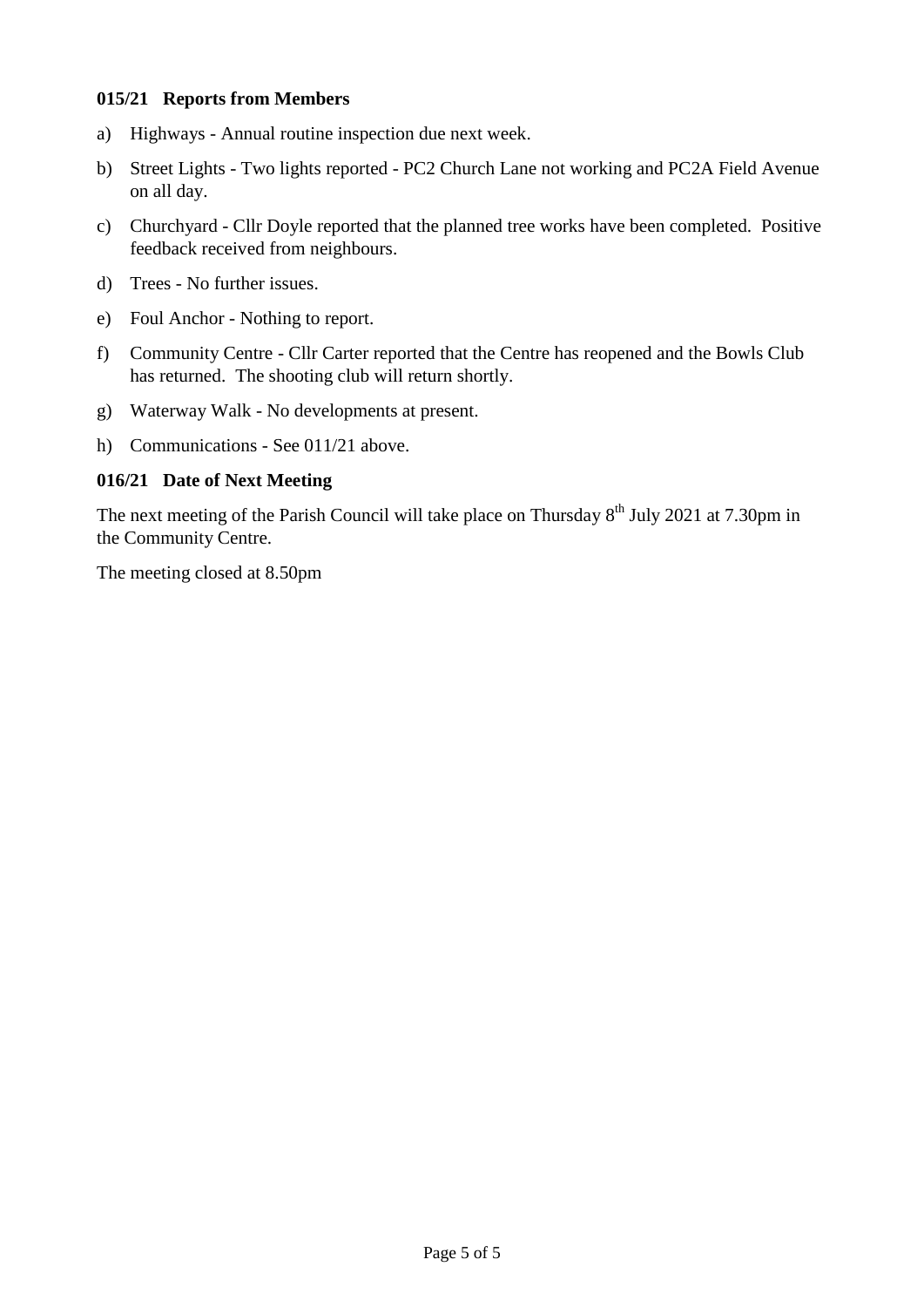### 015/21 Reports from Members

a) Highways - Annual routine inspection due next week.

b) Street Lights - Two lights reported - PC2 Church Lane not working and PC2A Field Avenue on all day.

c) Churchyard - Cllr Doyle reported that the planned tree works have been completed. Positive feedback received from neighbours.

d) Trees - No further issues.

e) Foul Anchor - Nothing to report.

f) Community Centre - Cllr Carter reported that the Centre has reopened and the Bowls Club has returned. The shooting club will return shortly.

g) Waterway Walk - No developments at present.

h) Communications - See 011/21 above.

### 016/21 Date of Next Meeting

The next meeting of the Parish Council will take place on Thursday 8th July 2021 at 7.30pm in the Community Centre.

The meeting closed at 8.50pm